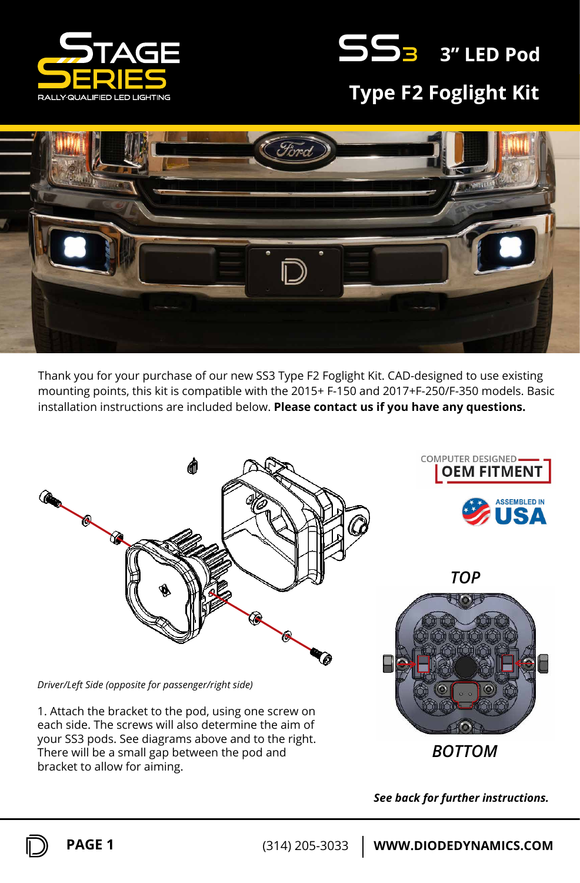# STAGE SERIES

RALLY-QUALIFIED LED LIGHTING

# SS3 3" LED Pod

## Type F2 Foglight Kit

Thank you for your purchase of our new SS3 Type F2 Foglight Kit. CAD-designed to use existing mounting points, this kit is compatible with the 2015+ F-150 and 2017+F-250/F-350 models. Basic installation instructions are included below. **Please contact us if you have any questions.**

COMPUTER DESIGNED **OEM FITMENT**

ASSEMBLED IN **USA**

TOP

BOTTOM

*Driver/Left Side (opposite for passenger/right side)*

1. Attach the bracket to the pod, using one screw on each side. The screws will also determine the aim of your SS3 pods. See diagrams above and to the right. There will be a small gap between the pod and bracket to allow for aiming.

***See back for further instructions.***

(314) 205-3033 | **WWW.DIODEDYNAMICS.COM**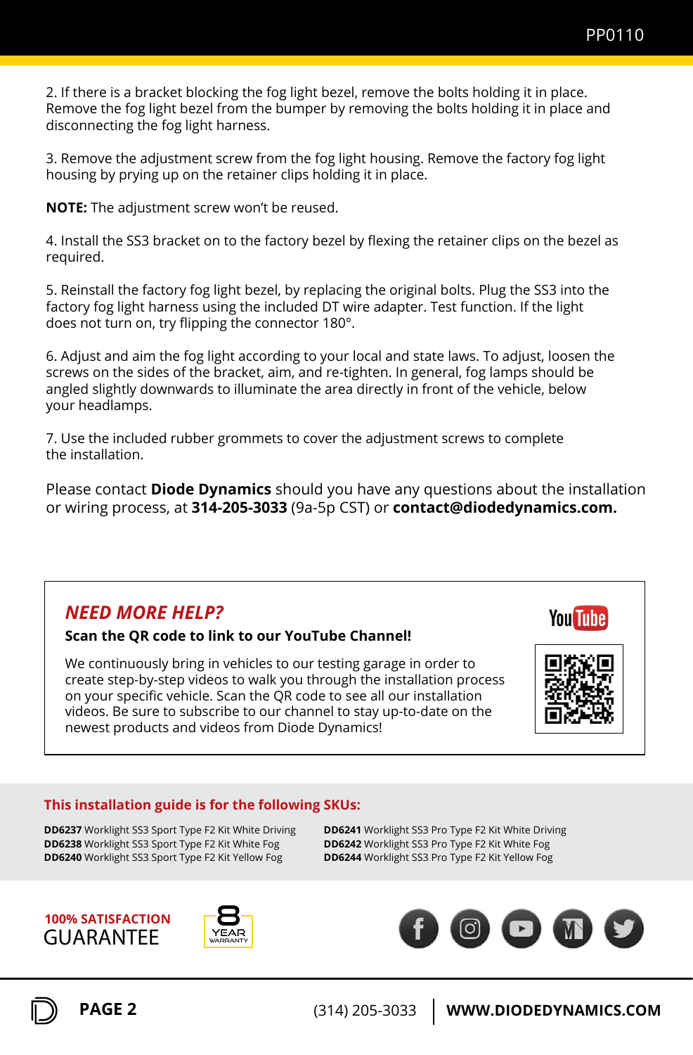2. If there is a bracket blocking the fog light bezel, remove the bolts holding it in place. Remove the fog light bezel from the bumper by removing the bolts holding it in place and disconnecting the fog light harness.

3. Remove the adjustment screw from the fog light housing. Remove the factory fog light housing by prying up on the retainer clips holding it in place.

**NOTE:** The adjustment screw won't be reused.

4. Install the SS3 bracket on to the factory bezel by flexing the retainer clips on the bezel as required.

5. Reinstall the factory fog light bezel, by replacing the original bolts. Plug the SS3 into the factory fog light harness using the included DT wire adapter. Test function. If the light does not turn on, try flipping the connector 180°.

6. Adjust and aim the fog light according to your local and state laws. To adjust, loosen the screws on the sides of the bracket, aim, and re-tighten. In general, fog lamps should be angled slightly downwards to illuminate the area directly in front of the vehicle, below your headlamps.

7. Use the included rubber grommets to cover the adjustment screws to complete the installation.

Please contact **Diode Dynamics** should you have any questions about the installation or wiring process, at **314-205-3033** (9a-5p CST) or **contact@diodedynamics.com.**

## *NEED MORE HELP?*

**Scan the QR code to link to our YouTube Channel!**

We continuously bring in vehicles to our testing garage in order to create step-by-step videos to walk you through the installation process on your specific vehicle. Scan the QR code to see all our installation videos. Be sure to subscribe to our channel to stay up-to-date on the newest products and videos from Diode Dynamics!

### This installation guide is for the following SKUs:

**DD6237** Worklight SS3 Sport Type F2 Kit White Driving
**DD6238** Worklight SS3 Sport Type F2 Kit White Fog
**DD6240** Worklight SS3 Sport Type F2 Kit Yellow Fog
**DD6241** Worklight SS3 Pro Type F2 Kit White Driving
**DD6242** Worklight SS3 Pro Type F2 Kit White Fog
**DD6244** Worklight SS3 Pro Type F2 Kit Yellow Fog

**100% SATISFACTION** GUARANTEE

8 YEAR WARRANTY

(314) 205-3033 | **WWW.DIODEDYNAMICS.COM**